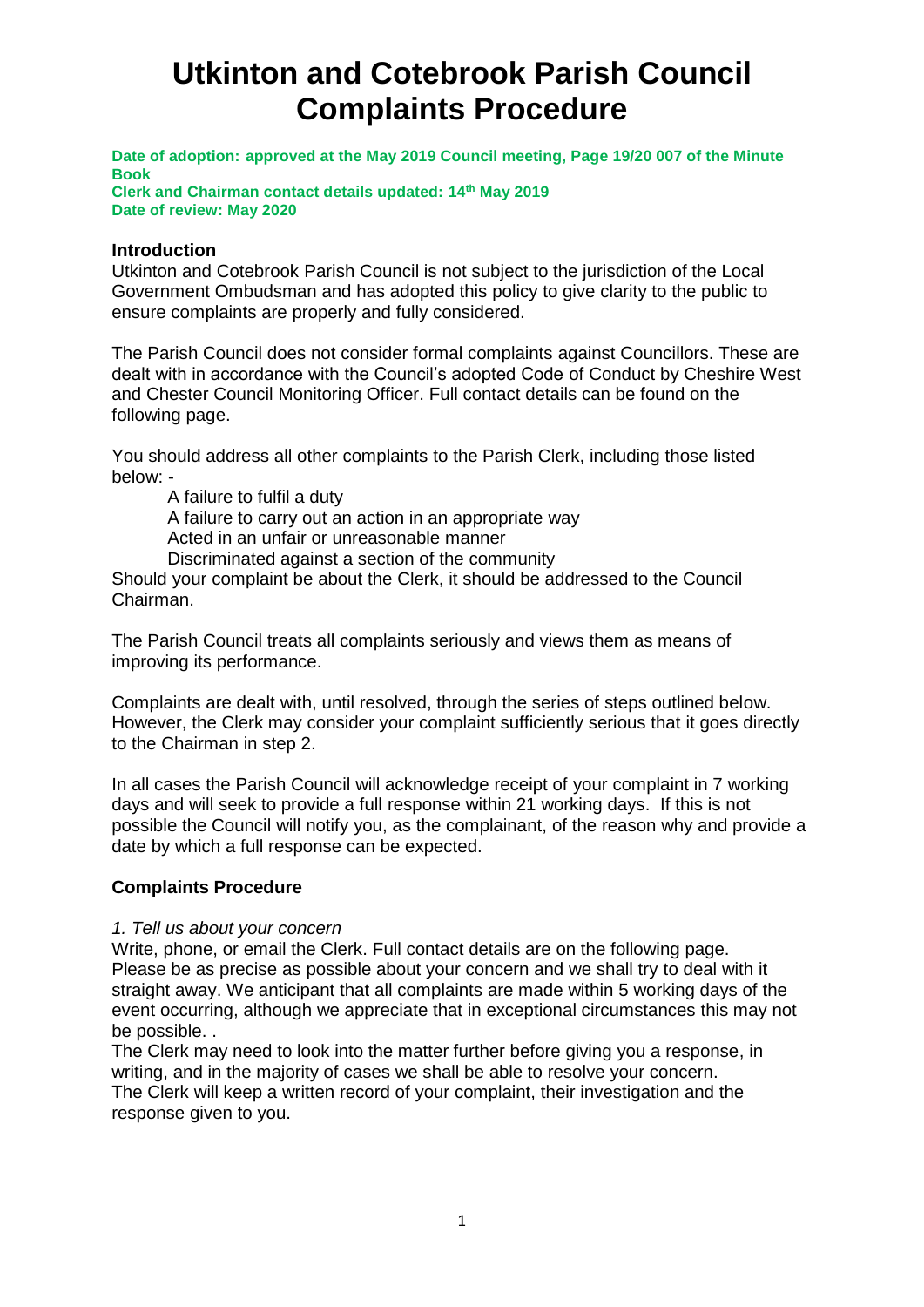# Utkinton and Cotebrook Parish Council Complaints Procedure

**Date of adoption: approved at the May 2019 Council meeting, Page 19/20 007 of the Minute Book**
**Clerk and Chairman contact details updated: 14th May 2019**
**Date of review: May 2020**

### Introduction

Utkinton and Cotebrook Parish Council is not subject to the jurisdiction of the Local Government Ombudsman and has adopted this policy to give clarity to the public to ensure complaints are properly and fully considered.

The Parish Council does not consider formal complaints against Councillors. These are dealt with in accordance with the Council's adopted Code of Conduct by Cheshire West and Chester Council Monitoring Officer. Full contact details can be found on the following page.

You should address all other complaints to the Parish Clerk, including those listed below: -

- A failure to fulfil a duty
- A failure to carry out an action in an appropriate way
- Acted in an unfair or unreasonable manner
- Discriminated against a section of the community

Should your complaint be about the Clerk, it should be addressed to the Council Chairman.

The Parish Council treats all complaints seriously and views them as means of improving its performance.

Complaints are dealt with, until resolved, through the series of steps outlined below. However, the Clerk may consider your complaint sufficiently serious that it goes directly to the Chairman in step 2.

In all cases the Parish Council will acknowledge receipt of your complaint in 7 working days and will seek to provide a full response within 21 working days. If this is not possible the Council will notify you, as the complainant, of the reason why and provide a date by which a full response can be expected.

### Complaints Procedure

*1. Tell us about your concern*

Write, phone, or email the Clerk. Full contact details are on the following page.
Please be as precise as possible about your concern and we shall try to deal with it straight away. We anticipant that all complaints are made within 5 working days of the event occurring, although we appreciate that in exceptional circumstances this may not be possible. .
The Clerk may need to look into the matter further before giving you a response, in writing, and in the majority of cases we shall be able to resolve your concern.
The Clerk will keep a written record of your complaint, their investigation and the response given to you.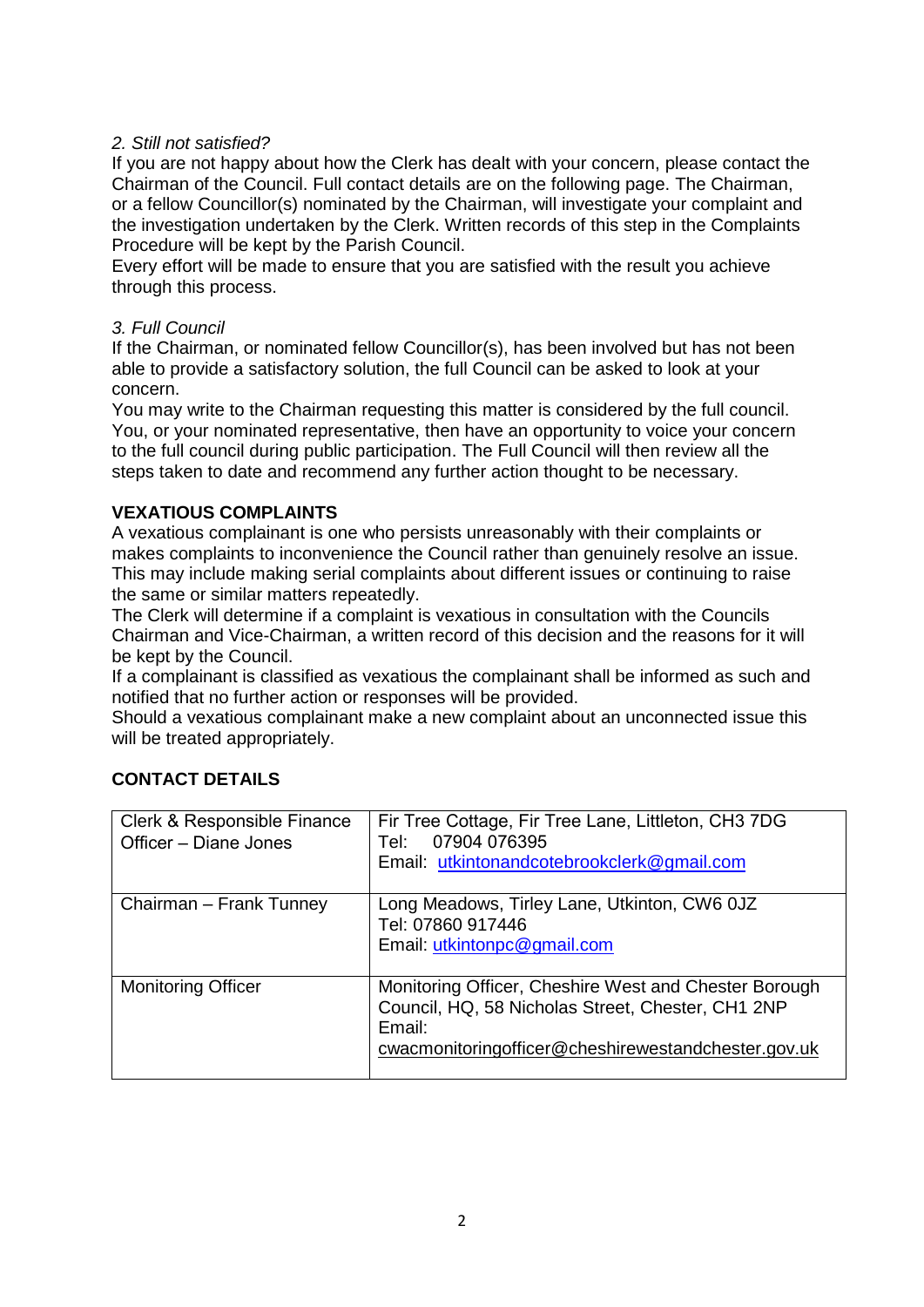*2. Still not satisfied?*

If you are not happy about how the Clerk has dealt with your concern, please contact the Chairman of the Council. Full contact details are on the following page. The Chairman, or a fellow Councillor(s) nominated by the Chairman, will investigate your complaint and the investigation undertaken by the Clerk. Written records of this step in the Complaints Procedure will be kept by the Parish Council.

Every effort will be made to ensure that you are satisfied with the result you achieve through this process.

*3. Full Council*

If the Chairman, or nominated fellow Councillor(s), has been involved but has not been able to provide a satisfactory solution, the full Council can be asked to look at your concern.

You may write to the Chairman requesting this matter is considered by the full council. You, or your nominated representative, then have an opportunity to voice your concern to the full council during public participation. The Full Council will then review all the steps taken to date and recommend any further action thought to be necessary.

**VEXATIOUS COMPLAINTS**

A vexatious complainant is one who persists unreasonably with their complaints or makes complaints to inconvenience the Council rather than genuinely resolve an issue. This may include making serial complaints about different issues or continuing to raise the same or similar matters repeatedly.

The Clerk will determine if a complaint is vexatious in consultation with the Councils Chairman and Vice-Chairman, a written record of this decision and the reasons for it will be kept by the Council.

If a complainant is classified as vexatious the complainant shall be informed as such and notified that no further action or responses will be provided.

Should a vexatious complainant make a new complaint about an unconnected issue this will be treated appropriately.

**CONTACT DETAILS**

| | |
|---|---|
| Clerk & Responsible Finance Officer – Diane Jones | Fir Tree Cottage, Fir Tree Lane, Littleton, CH3 7DG<br>Tel: 07904 076395<br>Email: utkintonandcotebrookclerk@gmail.com |
| Chairman – Frank Tunney | Long Meadows, Tirley Lane, Utkinton, CW6 0JZ<br>Tel: 07860 917446<br>Email: utkintonpc@gmail.com |
| Monitoring Officer | Monitoring Officer, Cheshire West and Chester Borough Council, HQ, 58 Nicholas Street, Chester, CH1 2NP<br>Email:<br>cwacmonitoringofficer@cheshirewestandchester.gov.uk |